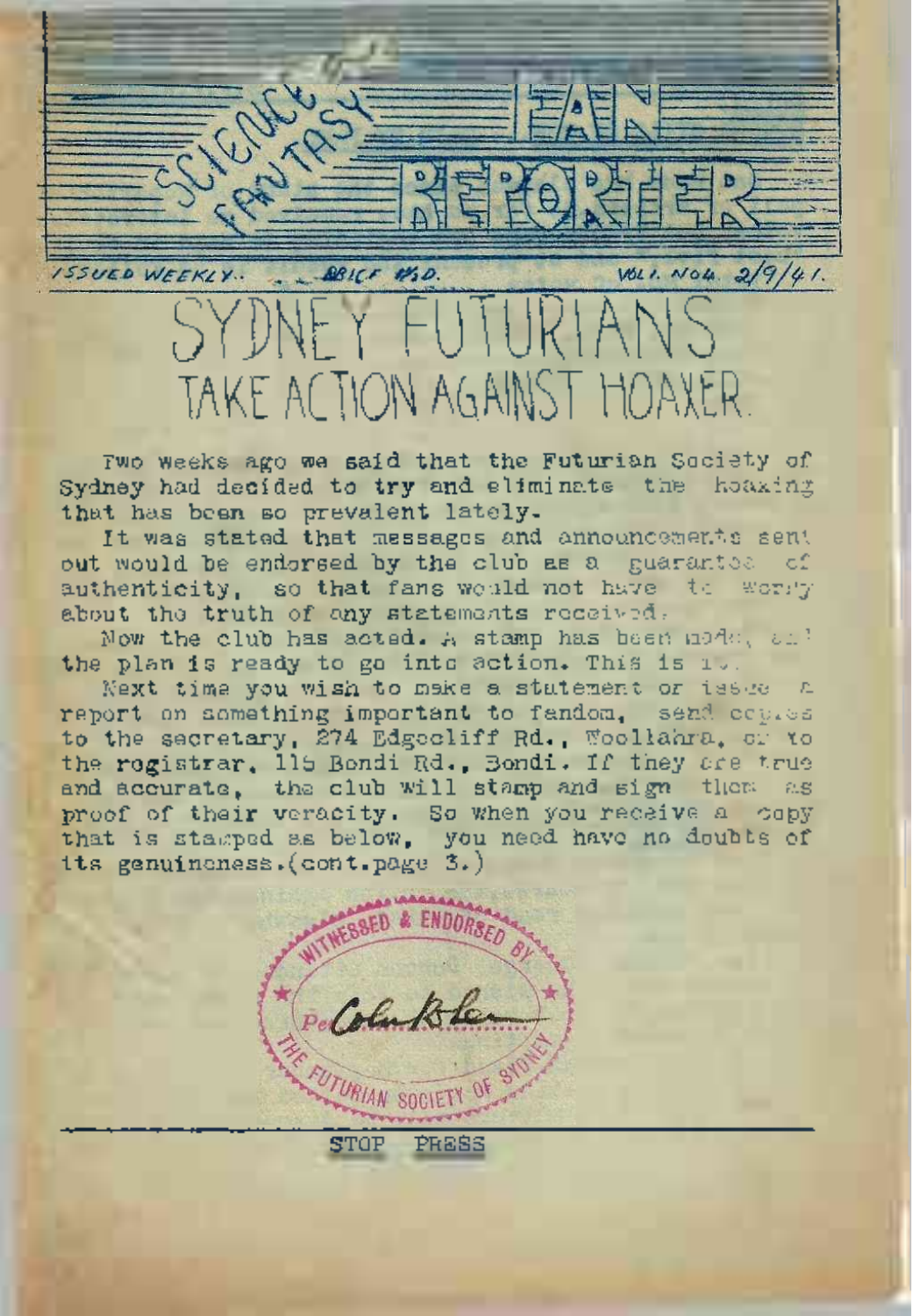# SCIENCE FANTASY FAN REPORTER

ISSUED WEEKLY.. PRICE 1½D. VOL. I. NO. 4. 2/9/41.

# SYDNEY FUTURIANS TAKE ACTION AGAINST HOAXER.

Two weeks ago we said that the Futurian Society of Sydney had decided to try and eliminate the hoaxing that has been so prevalent lately.

It was stated that messages and announcements sent out would be endorsed by the club as a guarantee of authenticity, so that fans would not have to worry about the truth of any statements received.

Now the club has acted. A stamp has been made, and the plan is ready to go into action. This is it.

Next time you wish to make a statement or issue a report on something important to fandom, send copies to the secretary, 274 Edgecliff Rd., Woollahra, or to the registrar, 115 Bondi Rd., Bondi. If they are true and accurate, the club will stamp and sign them as proof of their veracity. So when you receive a copy that is stamped as below, you need have no doubts of its genuineness. (cont. page 3.)

WITNESSED & ENDORSED BY

Per Colin Roden

THE FUTURIAN SOCIETY OF SYDNEY

STOP PRESS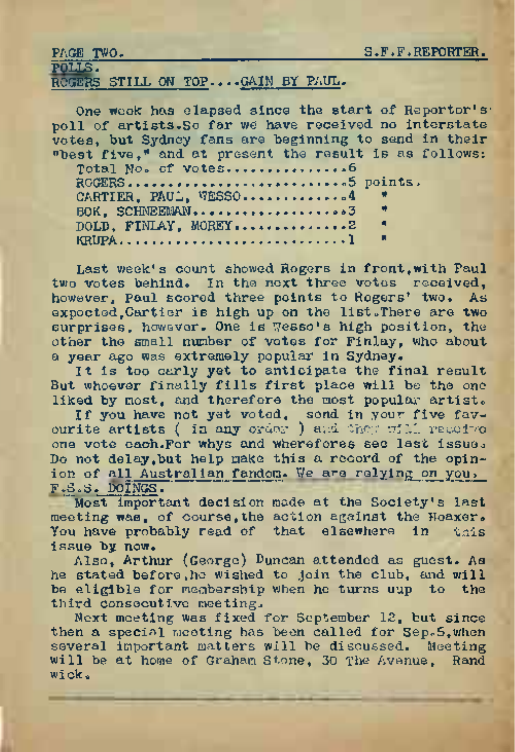## POLLS.

### ROGERS STILL ON TOP....GAIN BY PAUL.

One week has elapsed since the start of Reporter's poll of artists. So far we have received no interstate votes, but Sydney fans are beginning to send in their "best five," and at present the result is as follows:

| | |
|---|---|
| Total No. of votes | 6 |
| ROGERS | 5 points. |
| CARTIER, PAUL, WESSO | 4 " |
| BOK, SCHNEEMAN | 3 " |
| DOLD, FINLAY, MOREY | 2 " |
| KRUPA | 1 " |

Last week's count showed Rogers in front, with Paul two votes behind. In the next three votes received, however, Paul scored three points to Rogers' two. As expected, Cartier is high up on the list. There are two surprises, however. One is Wesso's high position, the other the small number of votes for Finlay, who about a year ago was extremely popular in Sydney.

It is too early yet to anticipate the final result But whoever finally fills first place will be the one liked by most, and therefore the most popular artist.

If you have not yet voted, send in your five favourite artists ( in any order ) and they will receive one vote each. For whys and wherefores see last issue. Do not delay, but help make this a record of the opinion of all Australian fandom. We are relying on you.

## F.S.S. DOINGS.

Most important decision made at the Society's last meeting was, of course, the action against the Hoaxer. You have probably read of that elsewhere in this issue by now.

Also, Arthur (George) Duncan attended as guest. As he stated before, he wished to join the club, and will be eligible for membership when he turns uup to the third consecutive meeting.

Next meeting was fixed for September 12, but since then a special meeting has been called for Sep. 5, when several important matters will be discussed. Meeting will be at home of Graham Stone, 30 The Avenue, Randwick.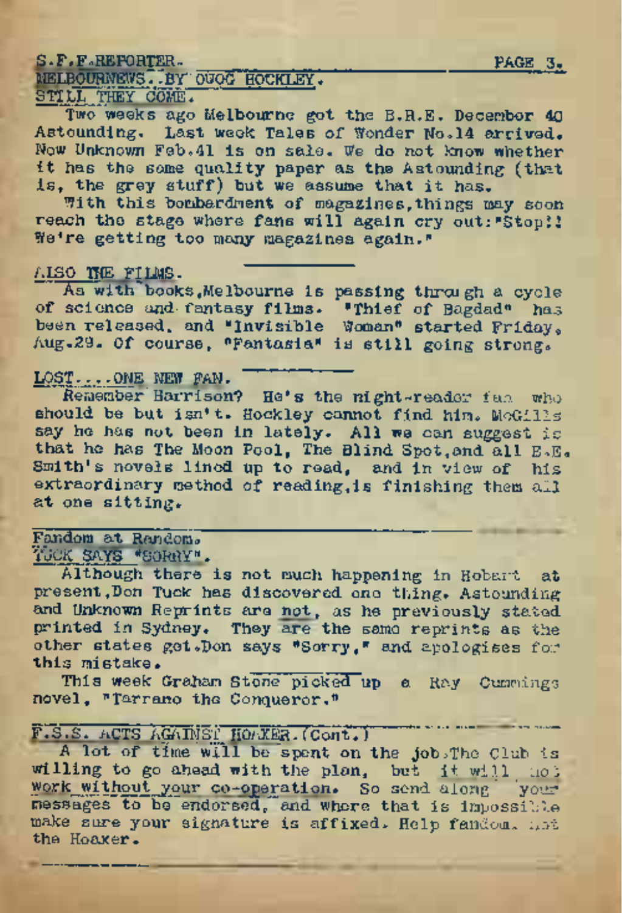## MELBOURNEWS..BY DOUG HOCKLEY.

### STILL THEY COME.

Two weeks ago Melbourne got the B.R.E. December 40 Astounding. Last week Tales of Wonder No.14 arrived. Now Unknown Feb.41 is on sale. We do not know whether it has the same quality paper as the Astounding (that is, the grey stuff) but we assume that it has.

With this bombardment of magazines, things may soon reach the stage where fans will again cry out: "Stop!! We're getting too many magazines again."

### ALSO THE FILMS.

As with books, Melbourne is passing through a cycle of science and fantasy films. "Thief of Bagdad" has been released, and "Invisible Woman" started Friday, Aug.29. Of course, "Fantasia" is still going strong.

### LOST....ONE NEW FAN.

Remember Harrison? He's the night-reader fan who should be but isn't. Hockley cannot find him. McGills say he has not been in lately. All we can suggest is that he has The Moon Pool, The Blind Spot, and all E.E. Smith's novels lined up to read, and in view of his extraordinary method of reading, is finishing them all at one sitting.

## Fandom at Random.

### TUCK SAYS "SORRY".

Although there is not much happening in Hobart at present, Don Tuck has discovered one thing. Astounding and Unknown Reprints are not, as he previously stated printed in Sydney. They are the same reprints as the other states got. Don says "Sorry," and apologises for this mistake.

This week Graham Stone picked up a Ray Cummings novel, "Tarrano the Conqueror."

## F.S.S. ACTS AGAINST HOAXER. (Cont.)

A lot of time will be spent on the job. The Club is willing to go ahead with the plan, but it will not work without your co-operation. So send along your messages to be endorsed, and where that is impossible make sure your signature is affixed. Help fandom, not the Hoaxer.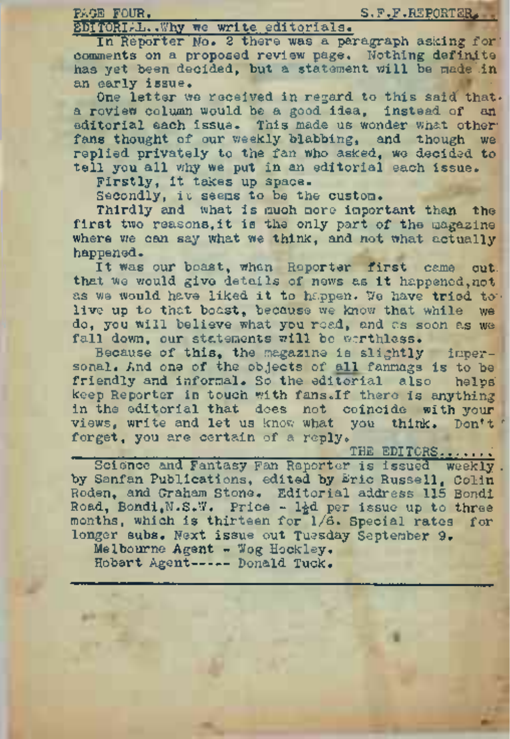## EDITORIAL..Why we write editorials.

In Reporter No. 2 there was a paragraph asking for comments on a proposed review page. Nothing definite has yet been decided, but a statement will be made in an early issue.

One letter we received in regard to this said that a review column would be a good idea, instead of an editorial each issue. This made us wonder what other fans thought of our weekly blabbing, and though we replied privately to the fan who asked, we decided to tell you all why we put in an editorial each issue.

Firstly, it takes up space.

Secondly, it seems to be the custom.

Thirdly and what is much more important than the first two reasons, it is the only part of the magazine where we can say what we think, and not what actually happened.

It was our boast, when Reporter first came out that we would give details of news as it happened, not as we would have liked it to happen. We have tried to live up to that boast, because we know that while we do, you will believe what you read, and as soon as we fall down, our statements will be worthless.

Because of this, the magazine is slightly impersonal. And one of the objects of <u>all</u> fanmags is to be friendly and informal. So the editorial also helps keep Reporter in touch with fans. If there is anything in the editorial that does not coincide with your views, write and let us know what you think. Don't forget, you are certain of a reply.

THE EDITORS.......

---

Science and Fantasy Fan Reporter is issued weekly by Sanfan Publications, edited by Eric Russell, Colin Roden, and Graham Stone. Editorial address 115 Bondi Road, Bondi, N.S.W. Price - 1½d per issue up to three months, which is thirteen for 1/6. Special rates for longer subs. Next issue out Tuesday September 9.

Melbourne Agent - Wog Hockley.

Hobart Agent----- Donald Tuck.